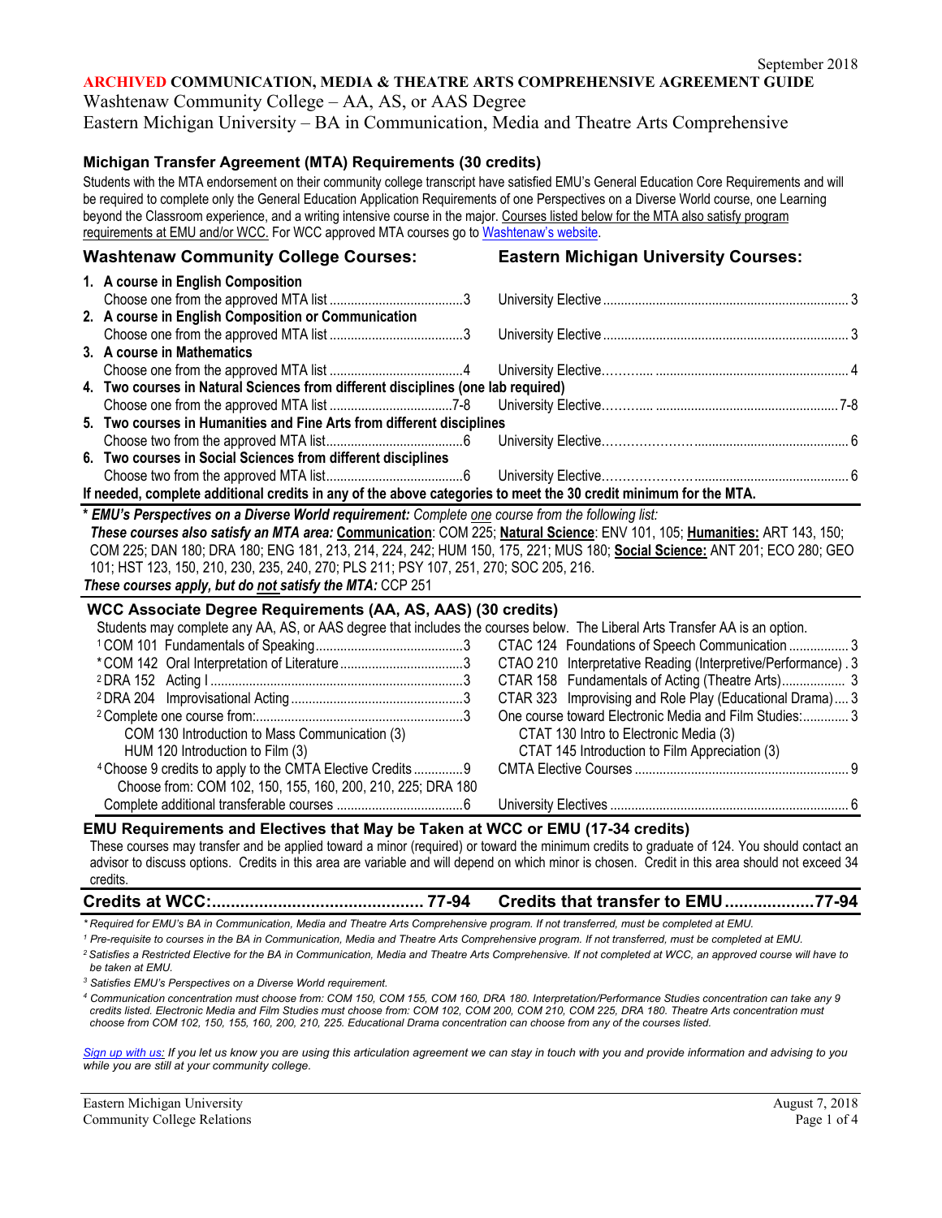September 2018

**ARCHIVED COMMUNICATION, MEDIA & THEATRE ARTS COMPREHENSIVE AGREEMENT GUIDE**

Washtenaw Community College – AA, AS, or AAS Degree

Eastern Michigan University – BA in Communication, Media and Theatre Arts Comprehensive

## Michigan Transfer Agreement (MTA) Requirements (30 credits)

Students with the MTA endorsement on their community college transcript have satisfied EMU's General Education Core Requirements and will be required to complete only the General Education Application Requirements of one Perspectives on a Diverse World course, one Learning beyond the Classroom experience, and a writing intensive course in the major. Courses listed below for the MTA also satisfy program requirements at EMU and/or WCC. For WCC approved MTA courses go to Washtenaw's website.

| Washtenaw Community College Courses: | | Eastern Michigan University Courses: | |
|---|---|---|---|
| **1. A course in English Composition** | | | |
| Choose one from the approved MTA list | 3 | University Elective | 3 |
| **2. A course in English Composition or Communication** | | | |
| Choose one from the approved MTA list | 3 | University Elective | 3 |
| **3. A course in Mathematics** | | | |
| Choose one from the approved MTA list | 4 | University Elective | 4 |
| **4. Two courses in Natural Sciences from different disciplines (one lab required)** | | | |
| Choose one from the approved MTA list | 7-8 | University Elective | 7-8 |
| **5. Two courses in Humanities and Fine Arts from different disciplines** | | | |
| Choose two from the approved MTA list | 6 | University Elective | 6 |
| **6. Two courses in Social Sciences from different disciplines** | | | |
| Choose two from the approved MTA list | 6 | University Elective | 6 |

**If needed, complete additional credits in any of the above categories to meet the 30 credit minimum for the MTA.**

\* ***EMU's Perspectives on a Diverse World requirement:*** *Complete one course from the following list:*
***These courses also satisfy an MTA area:*** **Communication**: COM 225; **Natural Science**: ENV 101, 105; **Humanities:** ART 143, 150; COM 225; DAN 180; DRA 180; ENG 181, 213, 214, 224, 242; HUM 150, 175, 221; MUS 180; **Social Science:** ANT 201; ECO 280; GEO 101; HST 123, 150, 210, 230, 235, 240, 270; PLS 211; PSY 107, 251, 270; SOC 205, 216.
***These courses apply, but do not satisfy the MTA:*** CCP 251

## WCC Associate Degree Requirements (AA, AS, AAS) (30 credits)

Students may complete any AA, AS, or AAS degree that includes the courses below. The Liberal Arts Transfer AA is an option.

| Washtenaw Community College Courses | | Eastern Michigan University Courses | |
|---|---|---|---|
| [1] COM 101 Fundamentals of Speaking | 3 | CTAC 124 Foundations of Speech Communication | 3 |
| *COM 142 Oral Interpretation of Literature | 3 | CTAO 210 Interpretative Reading (Interpretive/Performance) | 3 |
| [2] DRA 152 Acting I | 3 | CTAR 158 Fundamentals of Acting (Theatre Arts) | 3 |
| [2] DRA 204 Improvisational Acting | 3 | CTAR 323 Improvising and Role Play (Educational Drama) | 3 |
| [2] Complete one course from: | 3 | One course toward Electronic Media and Film Studies: | 3 |
| COM 130 Introduction to Mass Communication (3) | | CTAT 130 Intro to Electronic Media (3) | |
| HUM 120 Introduction to Film (3) | | CTAT 145 Introduction to Film Appreciation (3) | |
| [4] Choose 9 credits to apply to the CMTA Elective Credits | 9 | CMTA Elective Courses | 9 |
| Choose from: COM 102, 150, 155, 160, 200, 210, 225; DRA 180 | | | |
| Complete additional transferable courses | 6 | University Electives | 6 |

## EMU Requirements and Electives that May be Taken at WCC or EMU (17-34 credits)

These courses may transfer and be applied toward a minor (required) or toward the minimum credits to graduate of 124. You should contact an advisor to discuss options. Credits in this area are variable and will depend on which minor is chosen. Credit in this area should not exceed 34 credits.

**Credits at WCC: 77-94 | Credits that transfer to EMU 77-94**

*\* Required for EMU's BA in Communication, Media and Theatre Arts Comprehensive program. If not transferred, must be completed at EMU.*

*[1] Pre-requisite to courses in the BA in Communication, Media and Theatre Arts Comprehensive program. If not transferred, must be completed at EMU.*

*[2] Satisfies a Restricted Elective for the BA in Communication, Media and Theatre Arts Comprehensive. If not completed at WCC, an approved course will have to be taken at EMU.*

*[3] Satisfies EMU's Perspectives on a Diverse World requirement.*

*[4] Communication concentration must choose from: COM 150, COM 155, COM 160, DRA 180. Interpretation/Performance Studies concentration can take any 9 credits listed. Electronic Media and Film Studies must choose from: COM 102, COM 200, COM 210, COM 225, DRA 180. Theatre Arts concentration must choose from COM 102, 150, 155, 160, 200, 210, 225. Educational Drama concentration can choose from any of the courses listed.*

*Sign up with us: If you let us know you are using this articulation agreement we can stay in touch with you and provide information and advising to you while you are still at your community college.*

Eastern Michigan University
Community College Relations

August 7, 2018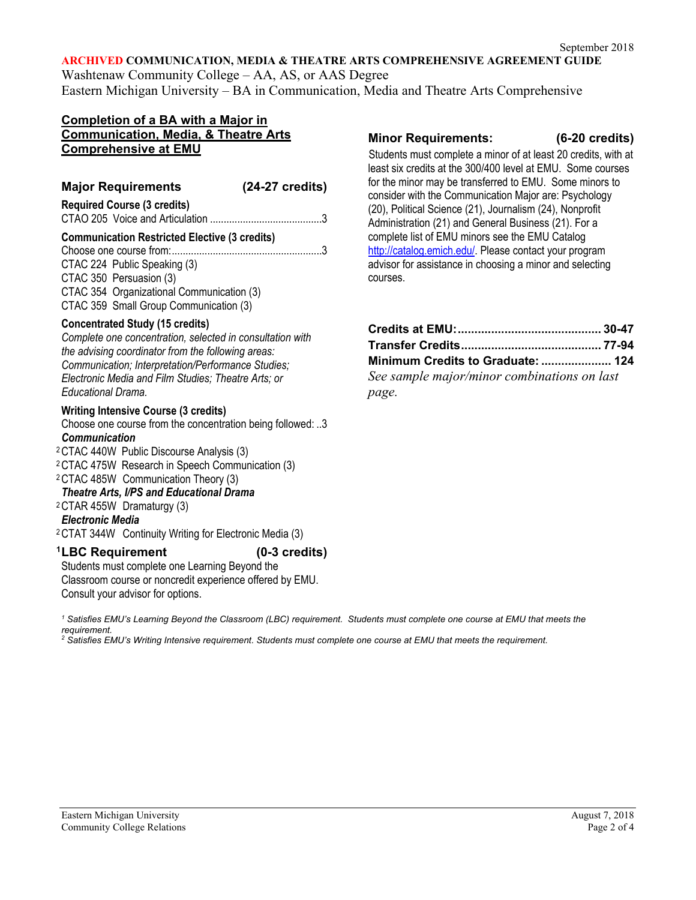September 2018

**ARCHIVED COMMUNICATION, MEDIA & THEATRE ARTS COMPREHENSIVE AGREEMENT GUIDE**
Washtenaw Community College – AA, AS, or AAS Degree
Eastern Michigan University – BA in Communication, Media and Theatre Arts Comprehensive

## Completion of a BA with a Major in Communication, Media, & Theatre Arts Comprehensive at EMU

### Major Requirements (24-27 credits)

**Required Course (3 credits)**
CTAO 205 Voice and Articulation ........................................3

**Communication Restricted Elective (3 credits)**
Choose one course from:......................................................3
CTAC 224 Public Speaking (3)
CTAC 350 Persuasion (3)
CTAC 354 Organizational Communication (3)
CTAC 359 Small Group Communication (3)

**Concentrated Study (15 credits)**
*Complete one concentration, selected in consultation with the advising coordinator from the following areas: Communication; Interpretation/Performance Studies; Electronic Media and Film Studies; Theatre Arts; or Educational Drama.*

**Writing Intensive Course (3 credits)**
Choose one course from the concentration being followed: ..3
***Communication***
[2]CTAC 440W Public Discourse Analysis (3)
[2]CTAC 475W Research in Speech Communication (3)
[2]CTAC 485W Communication Theory (3)
***Theatre Arts, I/PS and Educational Drama***
[2]CTAR 455W Dramaturgy (3)
***Electronic Media***
[2]CTAT 344W Continuity Writing for Electronic Media (3)

### [1]LBC Requirement (0-3 credits)
Students must complete one Learning Beyond the Classroom course or noncredit experience offered by EMU. Consult your advisor for options.

### Minor Requirements: (6-20 credits)
Students must complete a minor of at least 20 credits, with at least six credits at the 300/400 level at EMU. Some courses for the minor may be transferred to EMU. Some minors to consider with the Communication Major are: Psychology (20), Political Science (21), Journalism (24), Nonprofit Administration (21) and General Business (21). For a complete list of EMU minors see the EMU Catalog http://catalog.emich.edu/. Please contact your program advisor for assistance in choosing a minor and selecting courses.

**Credits at EMU:........................................... 30-47**
**Transfer Credits.......................................... 77-94**
**Minimum Credits to Graduate: ..................... 124**
*See sample major/minor combinations on last page.*

*[1] Satisfies EMU's Learning Beyond the Classroom (LBC) requirement. Students must complete one course at EMU that meets the requirement.*
*[2] Satisfies EMU's Writing Intensive requirement. Students must complete one course at EMU that meets the requirement.*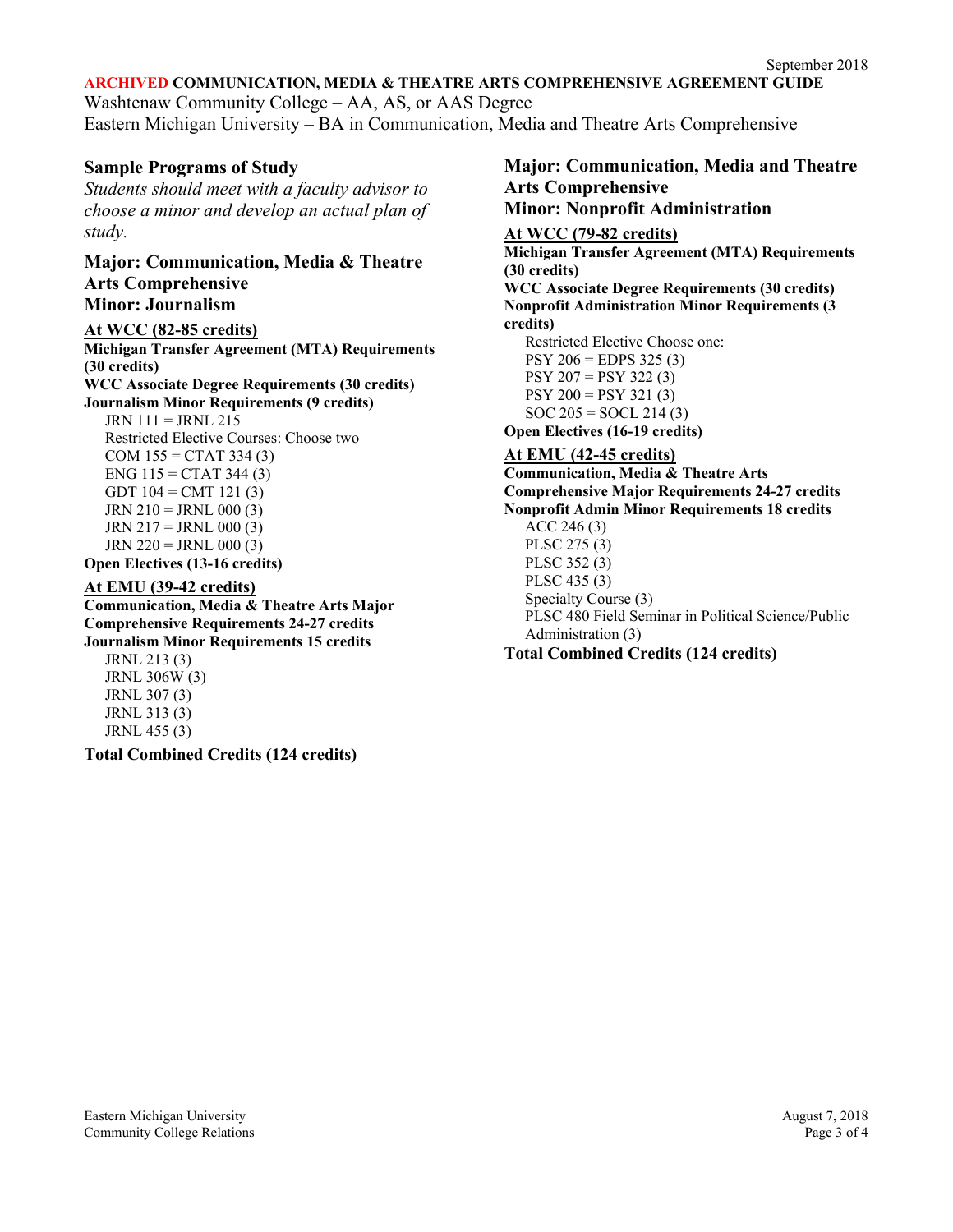September 2018

**ARCHIVED COMMUNICATION, MEDIA & THEATRE ARTS COMPREHENSIVE AGREEMENT GUIDE**

Washtenaw Community College – AA, AS, or AAS Degree
Eastern Michigan University – BA in Communication, Media and Theatre Arts Comprehensive

## Sample Programs of Study

*Students should meet with a faculty advisor to choose a minor and develop an actual plan of study.*

### Major: Communication, Media & Theatre Arts Comprehensive
### Minor: Journalism

**At WCC (82-85 credits)**

**Michigan Transfer Agreement (MTA) Requirements (30 credits)**
**WCC Associate Degree Requirements (30 credits)**
**Journalism Minor Requirements (9 credits)**

JRN 111 = JRNL 215
Restricted Elective Courses: Choose two
COM 155 = CTAT 334 (3)
ENG 115 = CTAT 344 (3)
GDT 104 = CMT 121 (3)
JRN 210 = JRNL 000 (3)
JRN 217 = JRNL 000 (3)
JRN 220 = JRNL 000 (3)

**Open Electives (13-16 credits)**

**At EMU (39-42 credits)**

**Communication, Media & Theatre Arts Major Comprehensive Requirements 24-27 credits**
**Journalism Minor Requirements 15 credits**

JRNL 213 (3)
JRNL 306W (3)
JRNL 307 (3)
JRNL 313 (3)
JRNL 455 (3)

**Total Combined Credits (124 credits)**

### Major: Communication, Media and Theatre Arts Comprehensive
### Minor: Nonprofit Administration

**At WCC (79-82 credits)**

**Michigan Transfer Agreement (MTA) Requirements (30 credits)**
**WCC Associate Degree Requirements (30 credits)**
**Nonprofit Administration Minor Requirements (3 credits)**

Restricted Elective Choose one:
PSY 206 = EDPS 325 (3)
PSY 207 = PSY 322 (3)
PSY 200 = PSY 321 (3)
SOC 205 = SOCL 214 (3)

**Open Electives (16-19 credits)**

**At EMU (42-45 credits)**

**Communication, Media & Theatre Arts Comprehensive Major Requirements 24-27 credits**
**Nonprofit Admin Minor Requirements 18 credits**

ACC 246 (3)
PLSC 275 (3)
PLSC 352 (3)
PLSC 435 (3)
Specialty Course (3)
PLSC 480 Field Seminar in Political Science/Public Administration (3)

**Total Combined Credits (124 credits)**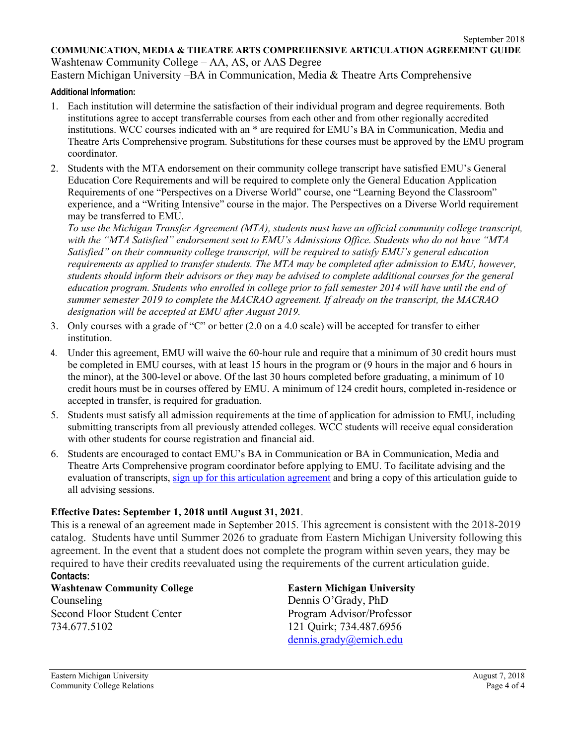September 2018

**COMMUNICATION, MEDIA & THEATRE ARTS COMPREHENSIVE ARTICULATION AGREEMENT GUIDE**
Washtenaw Community College – AA, AS, or AAS Degree
Eastern Michigan University –BA in Communication, Media & Theatre Arts Comprehensive

**Additional Information:**

1. Each institution will determine the satisfaction of their individual program and degree requirements. Both institutions agree to accept transferrable courses from each other and from other regionally accredited institutions. WCC courses indicated with an * are required for EMU's BA in Communication, Media and Theatre Arts Comprehensive program. Substitutions for these courses must be approved by the EMU program coordinator.
2. Students with the MTA endorsement on their community college transcript have satisfied EMU's General Education Core Requirements and will be required to complete only the General Education Application Requirements of one "Perspectives on a Diverse World" course, one "Learning Beyond the Classroom" experience, and a "Writing Intensive" course in the major. The Perspectives on a Diverse World requirement may be transferred to EMU.
   *To use the Michigan Transfer Agreement (MTA), students must have an official community college transcript, with the "MTA Satisfied" endorsement sent to EMU's Admissions Office. Students who do not have "MTA Satisfied" on their community college transcript, will be required to satisfy EMU's general education requirements as applied to transfer students. The MTA may be completed after admission to EMU, however, students should inform their advisors or they may be advised to complete additional courses for the general education program. Students who enrolled in college prior to fall semester 2014 will have until the end of summer semester 2019 to complete the MACRAO agreement. If already on the transcript, the MACRAO designation will be accepted at EMU after August 2019.*
3. Only courses with a grade of "C" or better (2.0 on a 4.0 scale) will be accepted for transfer to either institution.
4. Under this agreement, EMU will waive the 60-hour rule and require that a minimum of 30 credit hours must be completed in EMU courses, with at least 15 hours in the program or (9 hours in the major and 6 hours in the minor), at the 300-level or above. Of the last 30 hours completed before graduating, a minimum of 10 credit hours must be in courses offered by EMU. A minimum of 124 credit hours, completed in-residence or accepted in transfer, is required for graduation.
5. Students must satisfy all admission requirements at the time of application for admission to EMU, including submitting transcripts from all previously attended colleges. WCC students will receive equal consideration with other students for course registration and financial aid.
6. Students are encouraged to contact EMU's BA in Communication or BA in Communication, Media and Theatre Arts Comprehensive program coordinator before applying to EMU. To facilitate advising and the evaluation of transcripts, sign up for this articulation agreement and bring a copy of this articulation guide to all advising sessions.

**Effective Dates: September 1, 2018 until August 31, 2021**.

This is a renewal of an agreement made in September 2015. This agreement is consistent with the 2018-2019 catalog. Students have until Summer 2026 to graduate from Eastern Michigan University following this agreement. In the event that a student does not complete the program within seven years, they may be required to have their credits reevaluated using the requirements of the current articulation guide.

**Contacts:**

**Washtenaw Community College**
Counseling
Second Floor Student Center
734.677.5102

**Eastern Michigan University**
Dennis O'Grady, PhD
Program Advisor/Professor
121 Quirk; 734.487.6956
dennis.grady@emich.edu